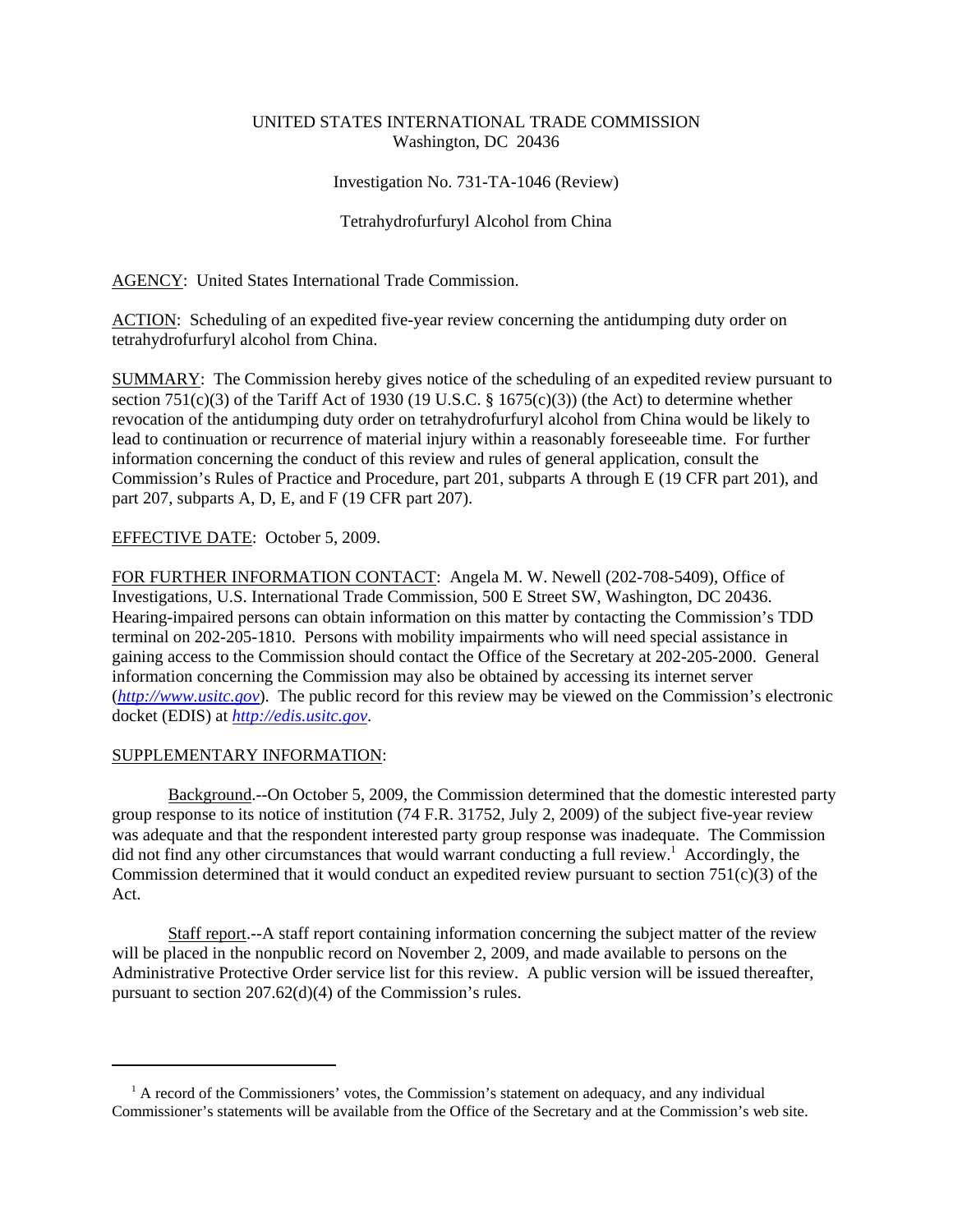UNITED STATES INTERNATIONAL TRADE COMMISSION
Washington, DC 20436

Investigation No. 731-TA-1046 (Review)

Tetrahydrofurfuryl Alcohol from China

AGENCY: United States International Trade Commission.

ACTION: Scheduling of an expedited five-year review concerning the antidumping duty order on tetrahydrofurfuryl alcohol from China.

SUMMARY: The Commission hereby gives notice of the scheduling of an expedited review pursuant to section 751(c)(3) of the Tariff Act of 1930 (19 U.S.C. § 1675(c)(3)) (the Act) to determine whether revocation of the antidumping duty order on tetrahydrofurfuryl alcohol from China would be likely to lead to continuation or recurrence of material injury within a reasonably foreseeable time. For further information concerning the conduct of this review and rules of general application, consult the Commission's Rules of Practice and Procedure, part 201, subparts A through E (19 CFR part 201), and part 207, subparts A, D, E, and F (19 CFR part 207).

EFFECTIVE DATE: October 5, 2009.

FOR FURTHER INFORMATION CONTACT: Angela M. W. Newell (202-708-5409), Office of Investigations, U.S. International Trade Commission, 500 E Street SW, Washington, DC 20436. Hearing-impaired persons can obtain information on this matter by contacting the Commission's TDD terminal on 202-205-1810. Persons with mobility impairments who will need special assistance in gaining access to the Commission should contact the Office of the Secretary at 202-205-2000. General information concerning the Commission may also be obtained by accessing its internet server (*http://www.usitc.gov*). The public record for this review may be viewed on the Commission's electronic docket (EDIS) at *http://edis.usitc.gov*.

SUPPLEMENTARY INFORMATION:

Background.--On October 5, 2009, the Commission determined that the domestic interested party group response to its notice of institution (74 F.R. 31752, July 2, 2009) of the subject five-year review was adequate and that the respondent interested party group response was inadequate. The Commission did not find any other circumstances that would warrant conducting a full review.[1] Accordingly, the Commission determined that it would conduct an expedited review pursuant to section 751(c)(3) of the Act.

Staff report.--A staff report containing information concerning the subject matter of the review will be placed in the nonpublic record on November 2, 2009, and made available to persons on the Administrative Protective Order service list for this review. A public version will be issued thereafter, pursuant to section 207.62(d)(4) of the Commission's rules.

[1] A record of the Commissioners' votes, the Commission's statement on adequacy, and any individual Commissioner's statements will be available from the Office of the Secretary and at the Commission's web site.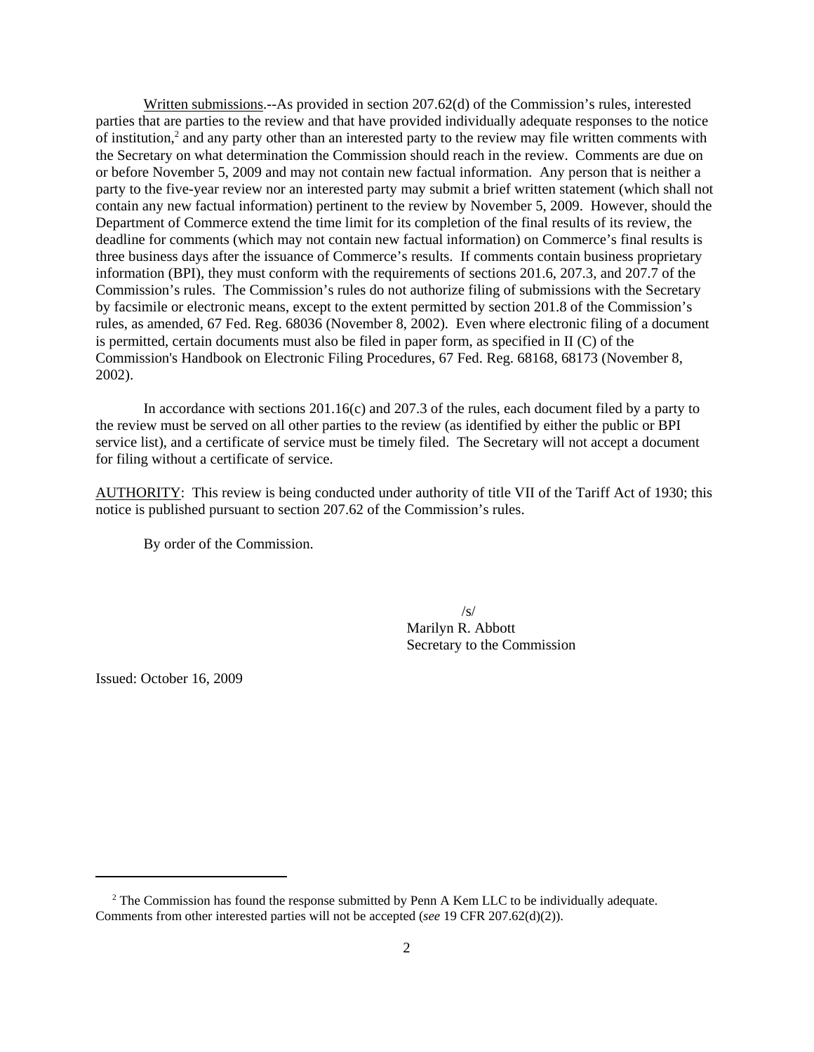Written submissions.--As provided in section 207.62(d) of the Commission's rules, interested parties that are parties to the review and that have provided individually adequate responses to the notice of institution,[2] and any party other than an interested party to the review may file written comments with the Secretary on what determination the Commission should reach in the review. Comments are due on or before November 5, 2009 and may not contain new factual information. Any person that is neither a party to the five-year review nor an interested party may submit a brief written statement (which shall not contain any new factual information) pertinent to the review by November 5, 2009. However, should the Department of Commerce extend the time limit for its completion of the final results of its review, the deadline for comments (which may not contain new factual information) on Commerce's final results is three business days after the issuance of Commerce's results. If comments contain business proprietary information (BPI), they must conform with the requirements of sections 201.6, 207.3, and 207.7 of the Commission's rules. The Commission's rules do not authorize filing of submissions with the Secretary by facsimile or electronic means, except to the extent permitted by section 201.8 of the Commission's rules, as amended, 67 Fed. Reg. 68036 (November 8, 2002). Even where electronic filing of a document is permitted, certain documents must also be filed in paper form, as specified in II (C) of the Commission's Handbook on Electronic Filing Procedures, 67 Fed. Reg. 68168, 68173 (November 8, 2002).

In accordance with sections 201.16(c) and 207.3 of the rules, each document filed by a party to the review must be served on all other parties to the review (as identified by either the public or BPI service list), and a certificate of service must be timely filed. The Secretary will not accept a document for filing without a certificate of service.

AUTHORITY: This review is being conducted under authority of title VII of the Tariff Act of 1930; this notice is published pursuant to section 207.62 of the Commission's rules.

By order of the Commission.

/s/
Marilyn R. Abbott
Secretary to the Commission

Issued: October 16, 2009

---

[2] The Commission has found the response submitted by Penn A Kem LLC to be individually adequate. Comments from other interested parties will not be accepted (*see* 19 CFR 207.62(d)(2)).